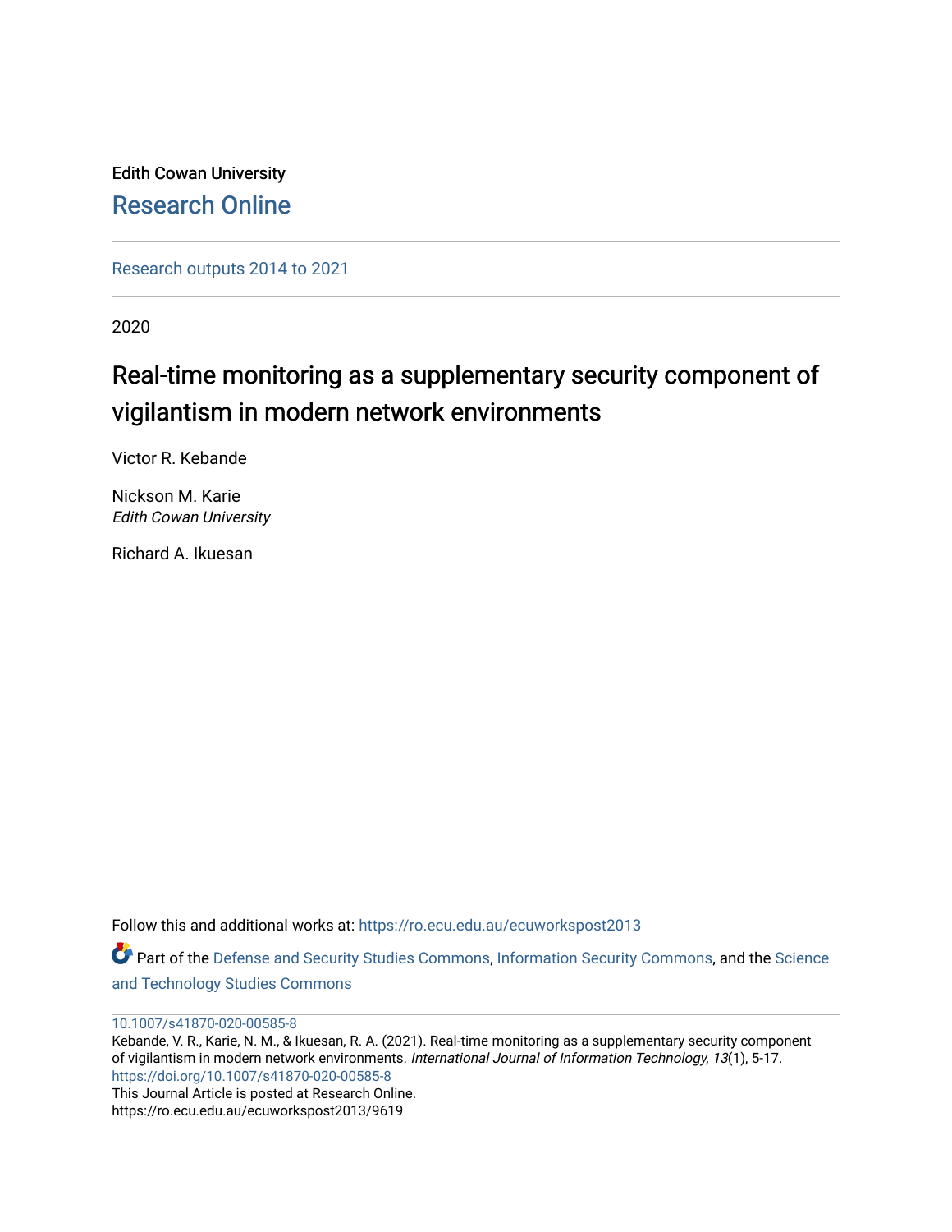Edith Cowan University

Research Online

Research outputs 2014 to 2021

2020

# Real-time monitoring as a supplementary security component of vigilantism in modern network environments

Victor R. Kebande

Nickson M. Karie
*Edith Cowan University*

Richard A. Ikuesan

Follow this and additional works at: https://ro.ecu.edu.au/ecuworkspost2013

Part of the Defense and Security Studies Commons, Information Security Commons, and the Science and Technology Studies Commons

10.1007/s41870-020-00585-8

Kebande, V. R., Karie, N. M., & Ikuesan, R. A. (2021). Real-time monitoring as a supplementary security component of vigilantism in modern network environments. *International Journal of Information Technology, 13*(1), 5-17. https://doi.org/10.1007/s41870-020-00585-8

This Journal Article is posted at Research Online.
https://ro.ecu.edu.au/ecuworkspost2013/9619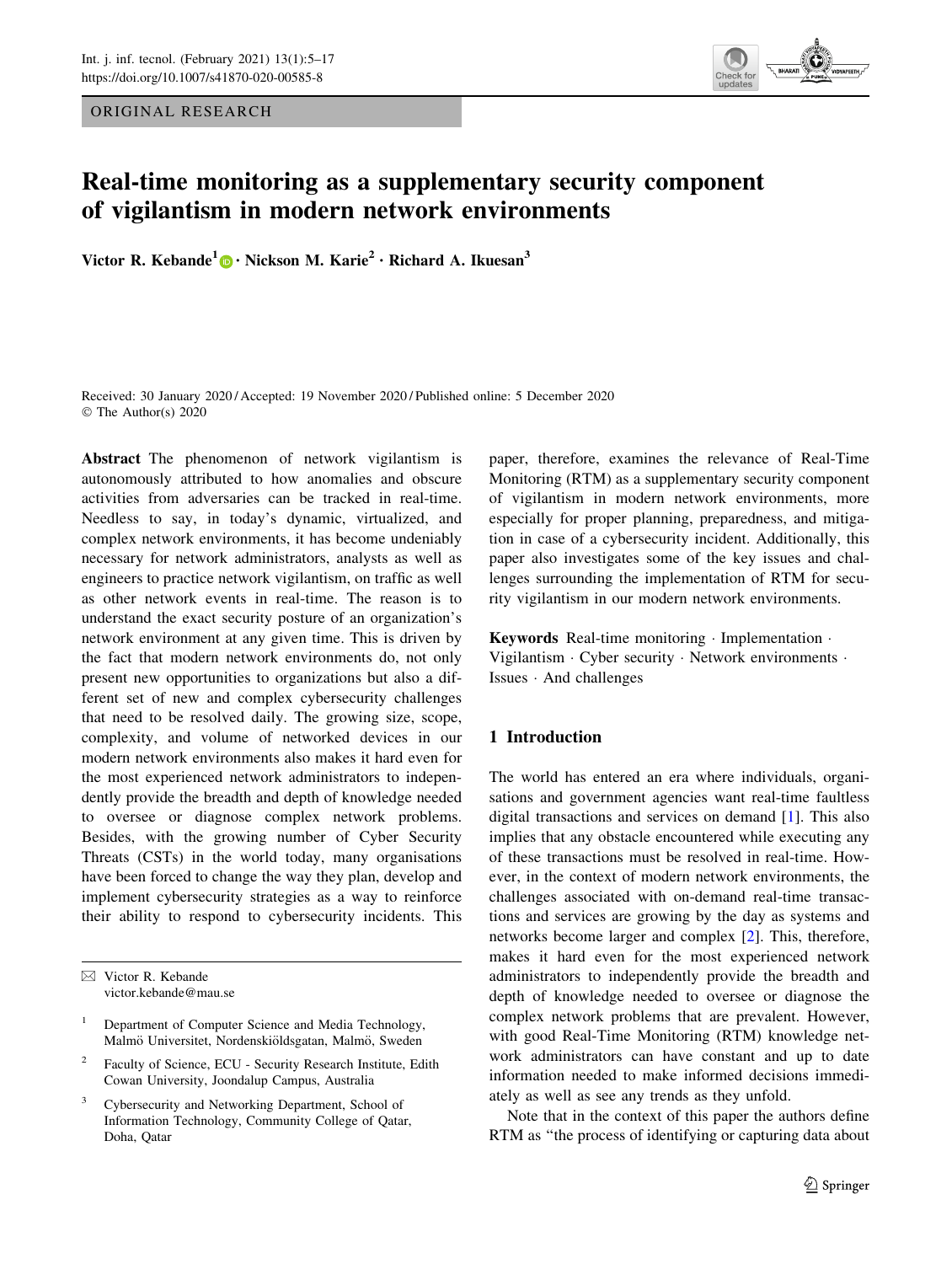ORIGINAL RESEARCH

# Real-time monitoring as a supplementary security component of vigilantism in modern network environments

**Victor R. Kebande[1] · Nickson M. Karie[2] · Richard A. Ikuesan[3]**

Received: 30 January 2020 / Accepted: 19 November 2020 / Published online: 5 December 2020
© The Author(s) 2020

**Abstract** The phenomenon of network vigilantism is autonomously attributed to how anomalies and obscure activities from adversaries can be tracked in real-time. Needless to say, in today's dynamic, virtualized, and complex network environments, it has become undeniably necessary for network administrators, analysts as well as engineers to practice network vigilantism, on traffic as well as other network events in real-time. The reason is to understand the exact security posture of an organization's network environment at any given time. This is driven by the fact that modern network environments do, not only present new opportunities to organizations but also a different set of new and complex cybersecurity challenges that need to be resolved daily. The growing size, scope, complexity, and volume of networked devices in our modern network environments also makes it hard even for the most experienced network administrators to independently provide the breadth and depth of knowledge needed to oversee or diagnose complex network problems. Besides, with the growing number of Cyber Security Threats (CSTs) in the world today, many organisations have been forced to change the way they plan, develop and implement cybersecurity strategies as a way to reinforce their ability to respond to cybersecurity incidents. This paper, therefore, examines the relevance of Real-Time Monitoring (RTM) as a supplementary security component of vigilantism in modern network environments, more especially for proper planning, preparedness, and mitigation in case of a cybersecurity incident. Additionally, this paper also investigates some of the key issues and challenges surrounding the implementation of RTM for security vigilantism in our modern network environments.

**Keywords** Real-time monitoring · Implementation · Vigilantism · Cyber security · Network environments · Issues · And challenges

✉ Victor R. Kebande
victor.kebande@mau.se

[1] Department of Computer Science and Media Technology, Malmö Universitet, Nordenskiöldsgatan, Malmö, Sweden

[2] Faculty of Science, ECU - Security Research Institute, Edith Cowan University, Joondalup Campus, Australia

[3] Cybersecurity and Networking Department, School of Information Technology, Community College of Qatar, Doha, Qatar

## 1 Introduction

The world has entered an era where individuals, organisations and government agencies want real-time faultless digital transactions and services on demand [1]. This also implies that any obstacle encountered while executing any of these transactions must be resolved in real-time. However, in the context of modern network environments, the challenges associated with on-demand real-time transactions and services are growing by the day as systems and networks become larger and complex [2]. This, therefore, makes it hard even for the most experienced network administrators to independently provide the breadth and depth of knowledge needed to oversee or diagnose the complex network problems that are prevalent. However, with good Real-Time Monitoring (RTM) knowledge network administrators can have constant and up to date information needed to make informed decisions immediately as well as see any trends as they unfold.

Note that in the context of this paper the authors define RTM as "the process of identifying or capturing data about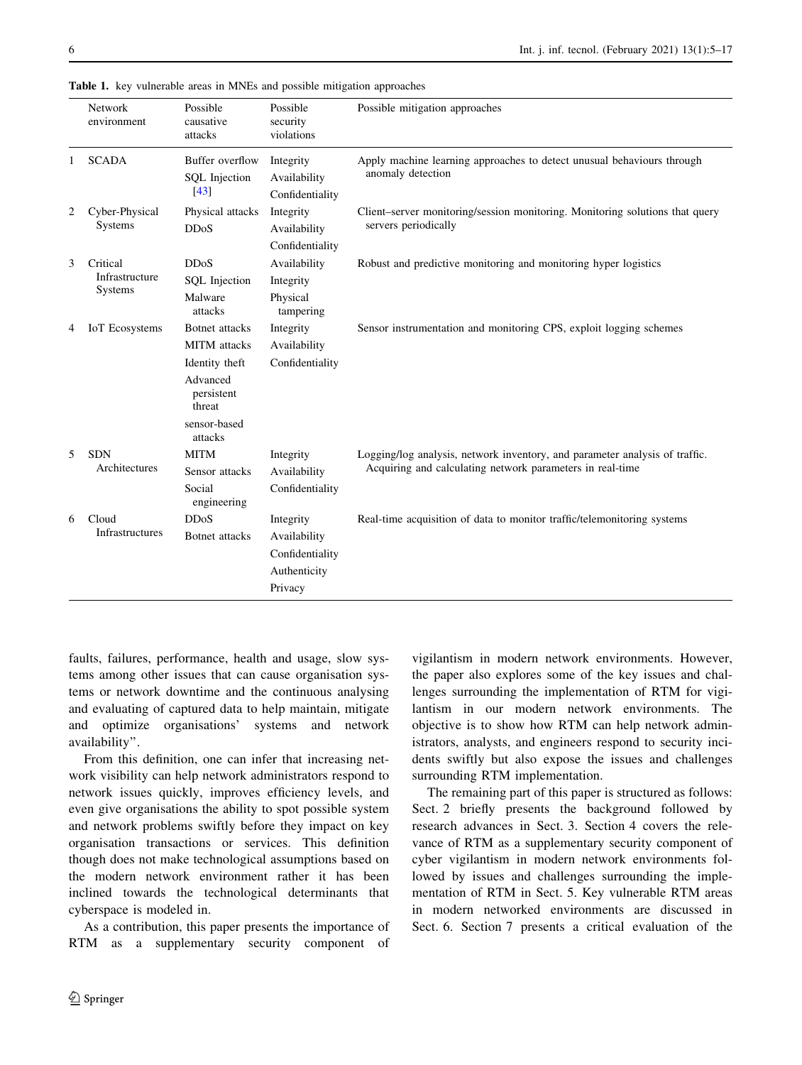**Table 1.** key vulnerable areas in MNEs and possible mitigation approaches

| | Network environment | Possible causative attacks | Possible security violations | Possible mitigation approaches |
|---|---|---|---|---|
| 1 | SCADA | Buffer overflow<br>SQL Injection [43] | Integrity<br>Availability<br>Confidentiality | Apply machine learning approaches to detect unusual behaviours through anomaly detection |
| 2 | Cyber-Physical Systems | Physical attacks<br>DDoS | Integrity<br>Availability<br>Confidentiality | Client–server monitoring/session monitoring. Monitoring solutions that query servers periodically |
| 3 | Critical Infrastructure Systems | DDoS<br>SQL Injection<br>Malware attacks | Availability<br>Integrity<br>Physical tampering | Robust and predictive monitoring and monitoring hyper logistics |
| 4 | IoT Ecosystems | Botnet attacks<br>MITM attacks<br>Identity theft<br>Advanced persistent threat<br>sensor-based attacks | Integrity<br>Availability<br>Confidentiality | Sensor instrumentation and monitoring CPS, exploit logging schemes |
| 5 | SDN Architectures | MITM<br>Sensor attacks<br>Social engineering | Integrity<br>Availability<br>Confidentiality | Logging/log analysis, network inventory, and parameter analysis of traffic. Acquiring and calculating network parameters in real-time |
| 6 | Cloud Infrastructures | DDoS<br>Botnet attacks | Integrity<br>Availability<br>Confidentiality<br>Authenticity<br>Privacy | Real-time acquisition of data to monitor traffic/telemonitoring systems |

faults, failures, performance, health and usage, slow systems among other issues that can cause organisation systems or network downtime and the continuous analysing and evaluating of captured data to help maintain, mitigate and optimize organisations' systems and network availability".

From this definition, one can infer that increasing network visibility can help network administrators respond to network issues quickly, improves efficiency levels, and even give organisations the ability to spot possible system and network problems swiftly before they impact on key organisation transactions or services. This definition though does not make technological assumptions based on the modern network environment rather it has been inclined towards the technological determinants that cyberspace is modeled in.

As a contribution, this paper presents the importance of RTM as a supplementary security component of vigilantism in modern network environments. However, the paper also explores some of the key issues and challenges surrounding the implementation of RTM for vigilantism in our modern network environments. The objective is to show how RTM can help network administrators, analysts, and engineers respond to security incidents swiftly but also expose the issues and challenges surrounding RTM implementation.

The remaining part of this paper is structured as follows: Sect. 2 briefly presents the background followed by research advances in Sect. 3. Section 4 covers the relevance of RTM as a supplementary security component of cyber vigilantism in modern network environments followed by issues and challenges surrounding the implementation of RTM in Sect. 5. Key vulnerable RTM areas in modern networked environments are discussed in Sect. 6. Section 7 presents a critical evaluation of the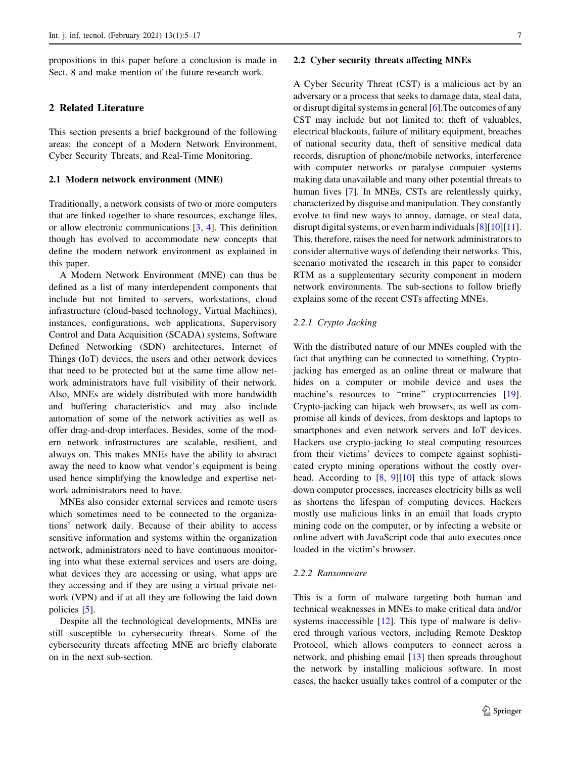propositions in this paper before a conclusion is made in Sect. 8 and make mention of the future research work.

## 2 Related Literature

This section presents a brief background of the following areas: the concept of a Modern Network Environment, Cyber Security Threats, and Real-Time Monitoring.

### 2.1 Modern network environment (MNE)

Traditionally, a network consists of two or more computers that are linked together to share resources, exchange files, or allow electronic communications [3, 4]. This definition though has evolved to accommodate new concepts that define the modern network environment as explained in this paper.

A Modern Network Environment (MNE) can thus be defined as a list of many interdependent components that include but not limited to servers, workstations, cloud infrastructure (cloud-based technology, Virtual Machines), instances, configurations, web applications, Supervisory Control and Data Acquisition (SCADA) systems, Software Defined Networking (SDN) architectures, Internet of Things (IoT) devices, the users and other network devices that need to be protected but at the same time allow network administrators have full visibility of their network. Also, MNEs are widely distributed with more bandwidth and buffering characteristics and may also include automation of some of the network activities as well as offer drag-and-drop interfaces. Besides, some of the modern network infrastructures are scalable, resilient, and always on. This makes MNEs have the ability to abstract away the need to know what vendor's equipment is being used hence simplifying the knowledge and expertise network administrators need to have.

MNEs also consider external services and remote users which sometimes need to be connected to the organizations' network daily. Because of their ability to access sensitive information and systems within the organization network, administrators need to have continuous monitoring into what these external services and users are doing, what devices they are accessing or using, what apps are they accessing and if they are using a virtual private network (VPN) and if at all they are following the laid down policies [5].

Despite all the technological developments, MNEs are still susceptible to cybersecurity threats. Some of the cybersecurity threats affecting MNE are briefly elaborate on in the next sub-section.

### 2.2 Cyber security threats affecting MNEs

A Cyber Security Threat (CST) is a malicious act by an adversary or a process that seeks to damage data, steal data, or disrupt digital systems in general [6].The outcomes of any CST may include but not limited to: theft of valuables, electrical blackouts, failure of military equipment, breaches of national security data, theft of sensitive medical data records, disruption of phone/mobile networks, interference with computer networks or paralyse computer systems making data unavailable and many other potential threats to human lives [7]. In MNEs, CSTs are relentlessly quirky, characterized by disguise and manipulation. They constantly evolve to find new ways to annoy, damage, or steal data, disrupt digital systems, or even harm individuals [8][10][11]. This, therefore, raises the need for network administrators to consider alternative ways of defending their networks. This, scenario motivated the research in this paper to consider RTM as a supplementary security component in modern network environments. The sub-sections to follow briefly explains some of the recent CSTs affecting MNEs.

#### 2.2.1 Crypto Jacking

With the distributed nature of our MNEs coupled with the fact that anything can be connected to something, Crypto-jacking has emerged as an online threat or malware that hides on a computer or mobile device and uses the machine's resources to "mine" cryptocurrencies [19]. Crypto-jacking can hijack web browsers, as well as compromise all kinds of devices, from desktops and laptops to smartphones and even network servers and IoT devices. Hackers use crypto-jacking to steal computing resources from their victims' devices to compete against sophisticated crypto mining operations without the costly overhead. According to [8, 9][10] this type of attack slows down computer processes, increases electricity bills as well as shortens the lifespan of computing devices. Hackers mostly use malicious links in an email that loads crypto mining code on the computer, or by infecting a website or online advert with JavaScript code that auto executes once loaded in the victim's browser.

#### 2.2.2 Ransomware

This is a form of malware targeting both human and technical weaknesses in MNEs to make critical data and/or systems inaccessible [12]. This type of malware is delivered through various vectors, including Remote Desktop Protocol, which allows computers to connect across a network, and phishing email [13] then spreads throughout the network by installing malicious software. In most cases, the hacker usually takes control of a computer or the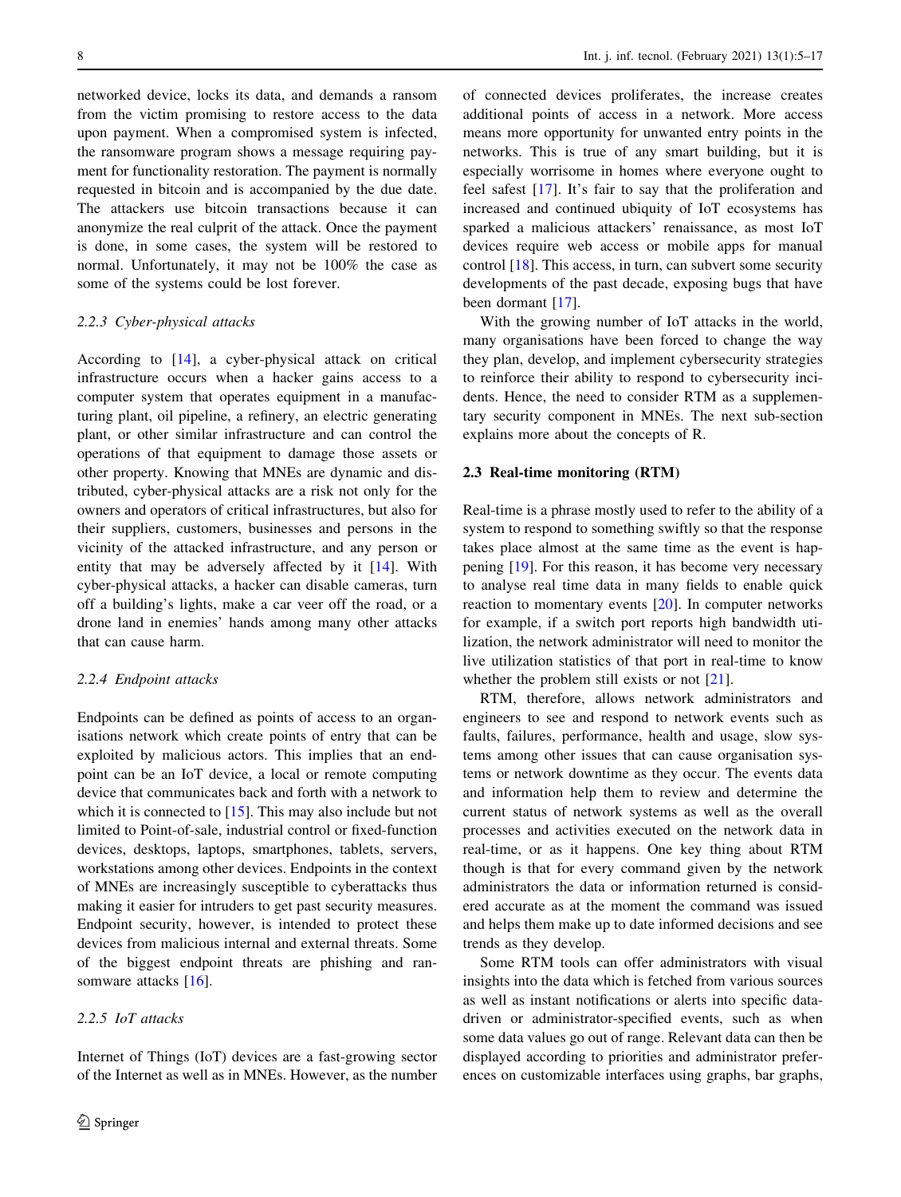networked device, locks its data, and demands a ransom from the victim promising to restore access to the data upon payment. When a compromised system is infected, the ransomware program shows a message requiring payment for functionality restoration. The payment is normally requested in bitcoin and is accompanied by the due date. The attackers use bitcoin transactions because it can anonymize the real culprit of the attack. Once the payment is done, in some cases, the system will be restored to normal. Unfortunately, it may not be 100% the case as some of the systems could be lost forever.

#### 2.2.3 Cyber-physical attacks

According to [14], a cyber-physical attack on critical infrastructure occurs when a hacker gains access to a computer system that operates equipment in a manufacturing plant, oil pipeline, a refinery, an electric generating plant, or other similar infrastructure and can control the operations of that equipment to damage those assets or other property. Knowing that MNEs are dynamic and distributed, cyber-physical attacks are a risk not only for the owners and operators of critical infrastructures, but also for their suppliers, customers, businesses and persons in the vicinity of the attacked infrastructure, and any person or entity that may be adversely affected by it [14]. With cyber-physical attacks, a hacker can disable cameras, turn off a building's lights, make a car veer off the road, or a drone land in enemies' hands among many other attacks that can cause harm.

#### 2.2.4 Endpoint attacks

Endpoints can be defined as points of access to an organisations network which create points of entry that can be exploited by malicious actors. This implies that an endpoint can be an IoT device, a local or remote computing device that communicates back and forth with a network to which it is connected to [15]. This may also include but not limited to Point-of-sale, industrial control or fixed-function devices, desktops, laptops, smartphones, tablets, servers, workstations among other devices. Endpoints in the context of MNEs are increasingly susceptible to cyberattacks thus making it easier for intruders to get past security measures. Endpoint security, however, is intended to protect these devices from malicious internal and external threats. Some of the biggest endpoint threats are phishing and ransomware attacks [16].

#### 2.2.5 IoT attacks

Internet of Things (IoT) devices are a fast-growing sector of the Internet as well as in MNEs. However, as the number of connected devices proliferates, the increase creates additional points of access in a network. More access means more opportunity for unwanted entry points in the networks. This is true of any smart building, but it is especially worrisome in homes where everyone ought to feel safest [17]. It's fair to say that the proliferation and increased and continued ubiquity of IoT ecosystems has sparked a malicious attackers' renaissance, as most IoT devices require web access or mobile apps for manual control [18]. This access, in turn, can subvert some security developments of the past decade, exposing bugs that have been dormant [17].

With the growing number of IoT attacks in the world, many organisations have been forced to change the way they plan, develop, and implement cybersecurity strategies to reinforce their ability to respond to cybersecurity incidents. Hence, the need to consider RTM as a supplementary security component in MNEs. The next sub-section explains more about the concepts of R.

### 2.3 Real-time monitoring (RTM)

Real-time is a phrase mostly used to refer to the ability of a system to respond to something swiftly so that the response takes place almost at the same time as the event is happening [19]. For this reason, it has become very necessary to analyse real time data in many fields to enable quick reaction to momentary events [20]. In computer networks for example, if a switch port reports high bandwidth utilization, the network administrator will need to monitor the live utilization statistics of that port in real-time to know whether the problem still exists or not [21].

RTM, therefore, allows network administrators and engineers to see and respond to network events such as faults, failures, performance, health and usage, slow systems among other issues that can cause organisation systems or network downtime as they occur. The events data and information help them to review and determine the current status of network systems as well as the overall processes and activities executed on the network data in real-time, or as it happens. One key thing about RTM though is that for every command given by the network administrators the data or information returned is considered accurate as at the moment the command was issued and helps them make up to date informed decisions and see trends as they develop.

Some RTM tools can offer administrators with visual insights into the data which is fetched from various sources as well as instant notifications or alerts into specific data-driven or administrator-specified events, such as when some data values go out of range. Relevant data can then be displayed according to priorities and administrator preferences on customizable interfaces using graphs, bar graphs,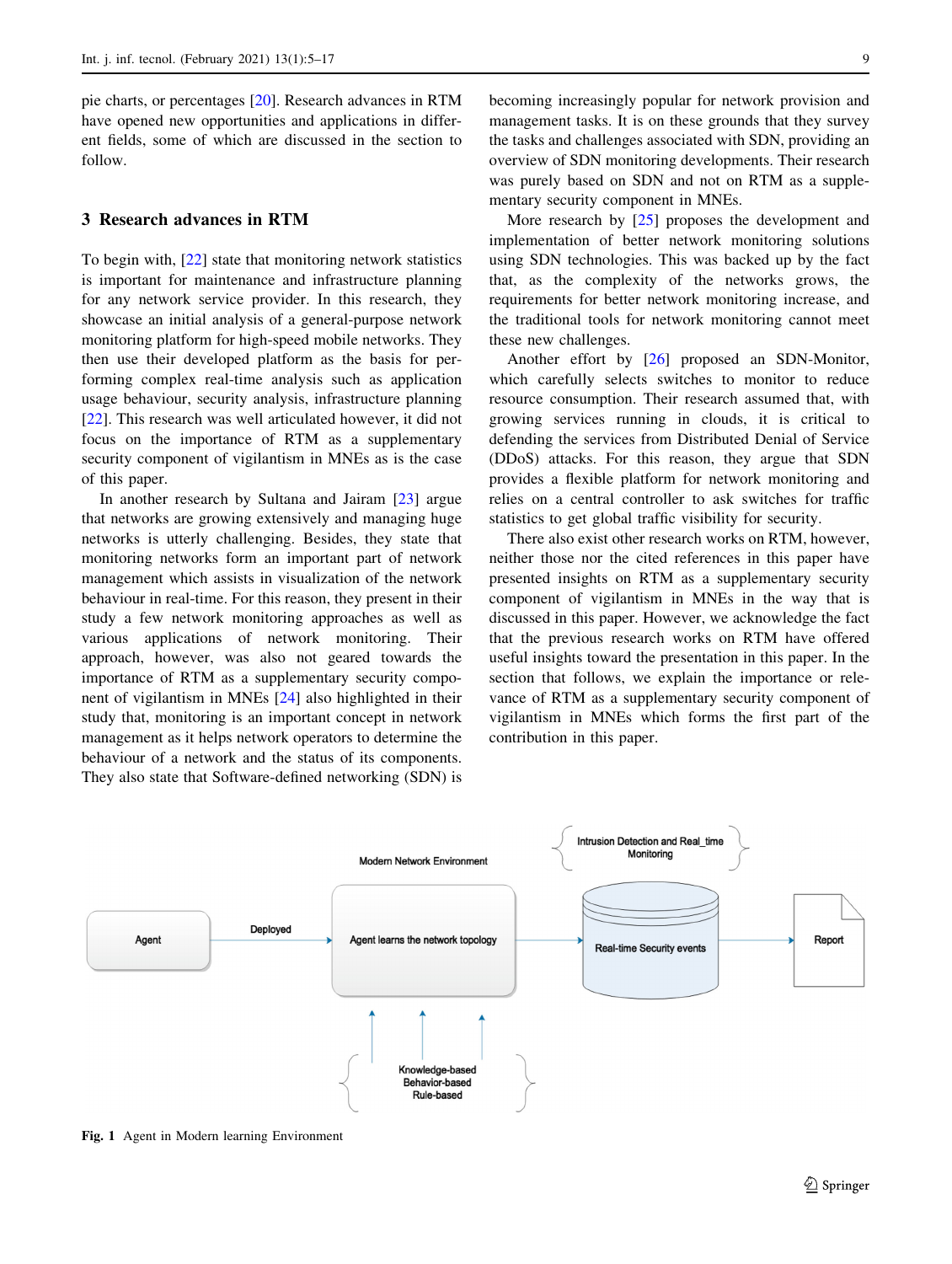pie charts, or percentages [20]. Research advances in RTM have opened new opportunities and applications in different fields, some of which are discussed in the section to follow.

## 3 Research advances in RTM

To begin with, [22] state that monitoring network statistics is important for maintenance and infrastructure planning for any network service provider. In this research, they showcase an initial analysis of a general-purpose network monitoring platform for high-speed mobile networks. They then use their developed platform as the basis for performing complex real-time analysis such as application usage behaviour, security analysis, infrastructure planning [22]. This research was well articulated however, it did not focus on the importance of RTM as a supplementary security component of vigilantism in MNEs as is the case of this paper.

In another research by Sultana and Jairam [23] argue that networks are growing extensively and managing huge networks is utterly challenging. Besides, they state that monitoring networks form an important part of network management which assists in visualization of the network behaviour in real-time. For this reason, they present in their study a few network monitoring approaches as well as various applications of network monitoring. Their approach, however, was also not geared towards the importance of RTM as a supplementary security component of vigilantism in MNEs [24] also highlighted in their study that, monitoring is an important concept in network management as it helps network operators to determine the behaviour of a network and the status of its components. They also state that Software-defined networking (SDN) is becoming increasingly popular for network provision and management tasks. It is on these grounds that they survey the tasks and challenges associated with SDN, providing an overview of SDN monitoring developments. Their research was purely based on SDN and not on RTM as a supplementary security component in MNEs.

More research by [25] proposes the development and implementation of better network monitoring solutions using SDN technologies. This was backed up by the fact that, as the complexity of the networks grows, the requirements for better network monitoring increase, and the traditional tools for network monitoring cannot meet these new challenges.

Another effort by [26] proposed an SDN-Monitor, which carefully selects switches to monitor to reduce resource consumption. Their research assumed that, with growing services running in clouds, it is critical to defending the services from Distributed Denial of Service (DDoS) attacks. For this reason, they argue that SDN provides a flexible platform for network monitoring and relies on a central controller to ask switches for traffic statistics to get global traffic visibility for security.

There also exist other research works on RTM, however, neither those nor the cited references in this paper have presented insights on RTM as a supplementary security component of vigilantism in MNEs in the way that is discussed in this paper. However, we acknowledge the fact that the previous research works on RTM have offered useful insights toward the presentation in this paper. In the section that follows, we explain the importance or relevance of RTM as a supplementary security component of vigilantism in MNEs which forms the first part of the contribution in this paper.

Intrusion Detection and Real_time Monitoring

Modern Network Environment

Agent

Deployed

Agent learns the network topology

Real-time Security events

Report

Knowledge-based
Behavior-based
Rule-based

**Fig. 1** Agent in Modern learning Environment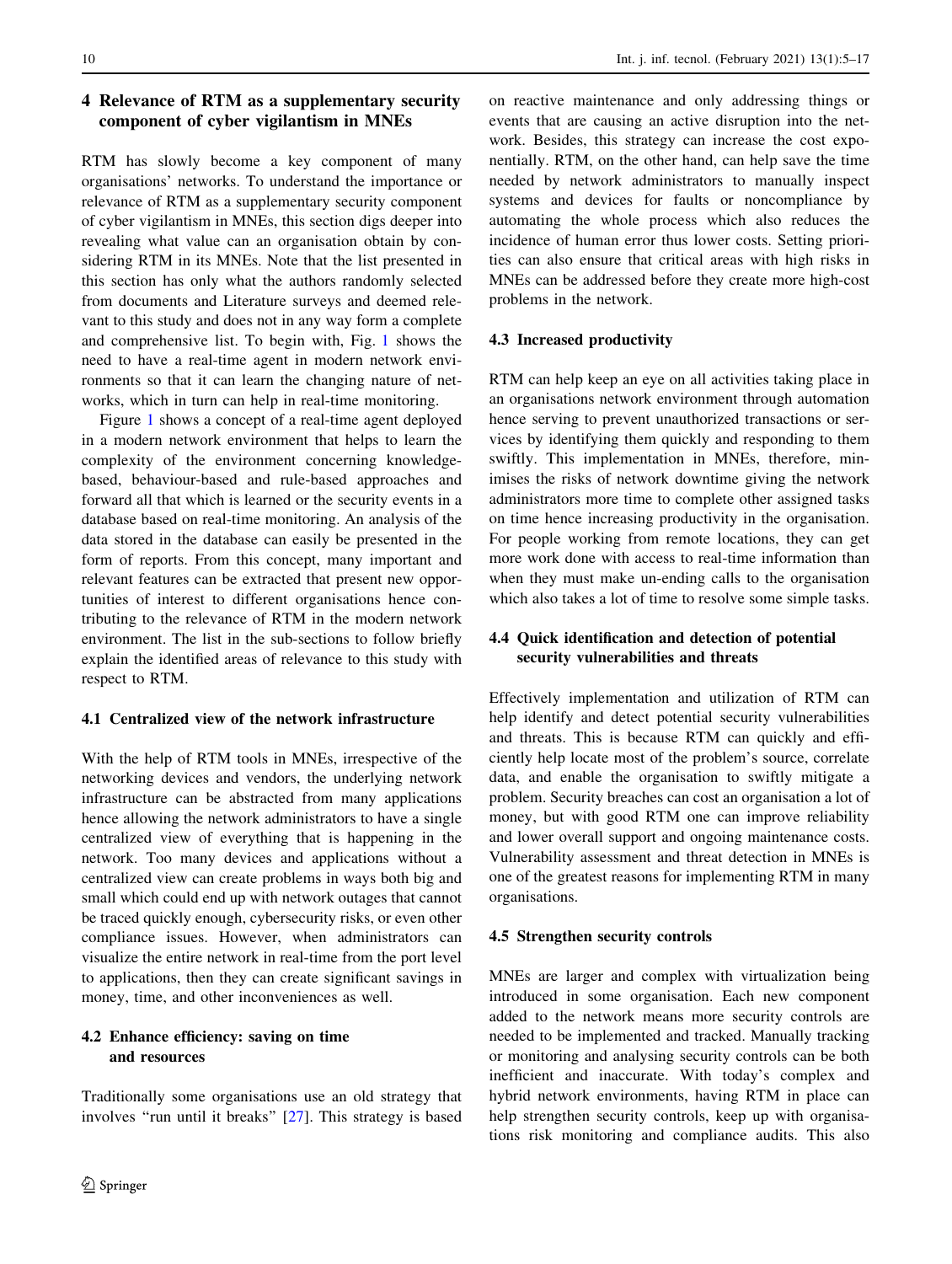## 4 Relevance of RTM as a supplementary security component of cyber vigilantism in MNEs

RTM has slowly become a key component of many organisations' networks. To understand the importance or relevance of RTM as a supplementary security component of cyber vigilantism in MNEs, this section digs deeper into revealing what value can an organisation obtain by considering RTM in its MNEs. Note that the list presented in this section has only what the authors randomly selected from documents and Literature surveys and deemed relevant to this study and does not in any way form a complete and comprehensive list. To begin with, Fig. 1 shows the need to have a real-time agent in modern network environments so that it can learn the changing nature of networks, which in turn can help in real-time monitoring.

Figure 1 shows a concept of a real-time agent deployed in a modern network environment that helps to learn the complexity of the environment concerning knowledge-based, behaviour-based and rule-based approaches and forward all that which is learned or the security events in a database based on real-time monitoring. An analysis of the data stored in the database can easily be presented in the form of reports. From this concept, many important and relevant features can be extracted that present new opportunities of interest to different organisations hence contributing to the relevance of RTM in the modern network environment. The list in the sub-sections to follow briefly explain the identified areas of relevance to this study with respect to RTM.

### 4.1 Centralized view of the network infrastructure

With the help of RTM tools in MNEs, irrespective of the networking devices and vendors, the underlying network infrastructure can be abstracted from many applications hence allowing the network administrators to have a single centralized view of everything that is happening in the network. Too many devices and applications without a centralized view can create problems in ways both big and small which could end up with network outages that cannot be traced quickly enough, cybersecurity risks, or even other compliance issues. However, when administrators can visualize the entire network in real-time from the port level to applications, then they can create significant savings in money, time, and other inconveniences as well.

### 4.2 Enhance efficiency: saving on time and resources

Traditionally some organisations use an old strategy that involves "run until it breaks" [27]. This strategy is based on reactive maintenance and only addressing things or events that are causing an active disruption into the network. Besides, this strategy can increase the cost exponentially. RTM, on the other hand, can help save the time needed by network administrators to manually inspect systems and devices for faults or noncompliance by automating the whole process which also reduces the incidence of human error thus lower costs. Setting priorities can also ensure that critical areas with high risks in MNEs can be addressed before they create more high-cost problems in the network.

### 4.3 Increased productivity

RTM can help keep an eye on all activities taking place in an organisations network environment through automation hence serving to prevent unauthorized transactions or services by identifying them quickly and responding to them swiftly. This implementation in MNEs, therefore, minimises the risks of network downtime giving the network administrators more time to complete other assigned tasks on time hence increasing productivity in the organisation. For people working from remote locations, they can get more work done with access to real-time information than when they must make un-ending calls to the organisation which also takes a lot of time to resolve some simple tasks.

### 4.4 Quick identification and detection of potential security vulnerabilities and threats

Effectively implementation and utilization of RTM can help identify and detect potential security vulnerabilities and threats. This is because RTM can quickly and efficiently help locate most of the problem's source, correlate data, and enable the organisation to swiftly mitigate a problem. Security breaches can cost an organisation a lot of money, but with good RTM one can improve reliability and lower overall support and ongoing maintenance costs. Vulnerability assessment and threat detection in MNEs is one of the greatest reasons for implementing RTM in many organisations.

### 4.5 Strengthen security controls

MNEs are larger and complex with virtualization being introduced in some organisation. Each new component added to the network means more security controls are needed to be implemented and tracked. Manually tracking or monitoring and analysing security controls can be both inefficient and inaccurate. With today's complex and hybrid network environments, having RTM in place can help strengthen security controls, keep up with organisations risk monitoring and compliance audits. This also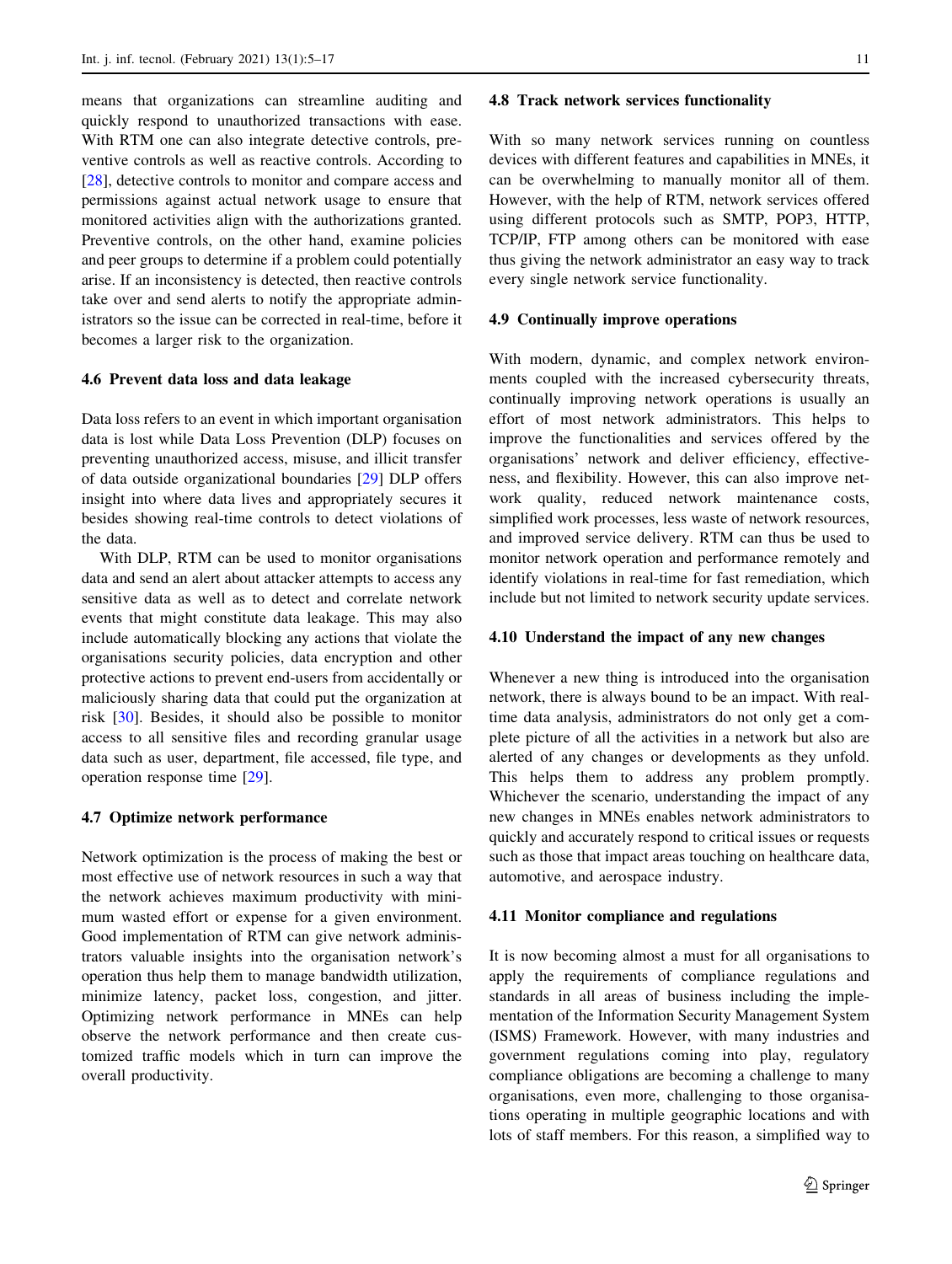means that organizations can streamline auditing and quickly respond to unauthorized transactions with ease. With RTM one can also integrate detective controls, preventive controls as well as reactive controls. According to [28], detective controls to monitor and compare access and permissions against actual network usage to ensure that monitored activities align with the authorizations granted. Preventive controls, on the other hand, examine policies and peer groups to determine if a problem could potentially arise. If an inconsistency is detected, then reactive controls take over and send alerts to notify the appropriate administrators so the issue can be corrected in real-time, before it becomes a larger risk to the organization.

### 4.6 Prevent data loss and data leakage

Data loss refers to an event in which important organisation data is lost while Data Loss Prevention (DLP) focuses on preventing unauthorized access, misuse, and illicit transfer of data outside organizational boundaries [29] DLP offers insight into where data lives and appropriately secures it besides showing real-time controls to detect violations of the data.

With DLP, RTM can be used to monitor organisations data and send an alert about attacker attempts to access any sensitive data as well as to detect and correlate network events that might constitute data leakage. This may also include automatically blocking any actions that violate the organisations security policies, data encryption and other protective actions to prevent end-users from accidentally or maliciously sharing data that could put the organization at risk [30]. Besides, it should also be possible to monitor access to all sensitive files and recording granular usage data such as user, department, file accessed, file type, and operation response time [29].

### 4.7 Optimize network performance

Network optimization is the process of making the best or most effective use of network resources in such a way that the network achieves maximum productivity with minimum wasted effort or expense for a given environment. Good implementation of RTM can give network administrators valuable insights into the organisation network's operation thus help them to manage bandwidth utilization, minimize latency, packet loss, congestion, and jitter. Optimizing network performance in MNEs can help observe the network performance and then create customized traffic models which in turn can improve the overall productivity.

### 4.8 Track network services functionality

With so many network services running on countless devices with different features and capabilities in MNEs, it can be overwhelming to manually monitor all of them. However, with the help of RTM, network services offered using different protocols such as SMTP, POP3, HTTP, TCP/IP, FTP among others can be monitored with ease thus giving the network administrator an easy way to track every single network service functionality.

### 4.9 Continually improve operations

With modern, dynamic, and complex network environments coupled with the increased cybersecurity threats, continually improving network operations is usually an effort of most network administrators. This helps to improve the functionalities and services offered by the organisations' network and deliver efficiency, effectiveness, and flexibility. However, this can also improve network quality, reduced network maintenance costs, simplified work processes, less waste of network resources, and improved service delivery. RTM can thus be used to monitor network operation and performance remotely and identify violations in real-time for fast remediation, which include but not limited to network security update services.

### 4.10 Understand the impact of any new changes

Whenever a new thing is introduced into the organisation network, there is always bound to be an impact. With real-time data analysis, administrators do not only get a complete picture of all the activities in a network but also are alerted of any changes or developments as they unfold. This helps them to address any problem promptly. Whichever the scenario, understanding the impact of any new changes in MNEs enables network administrators to quickly and accurately respond to critical issues or requests such as those that impact areas touching on healthcare data, automotive, and aerospace industry.

### 4.11 Monitor compliance and regulations

It is now becoming almost a must for all organisations to apply the requirements of compliance regulations and standards in all areas of business including the implementation of the Information Security Management System (ISMS) Framework. However, with many industries and government regulations coming into play, regulatory compliance obligations are becoming a challenge to many organisations, even more, challenging to those organisations operating in multiple geographic locations and with lots of staff members. For this reason, a simplified way to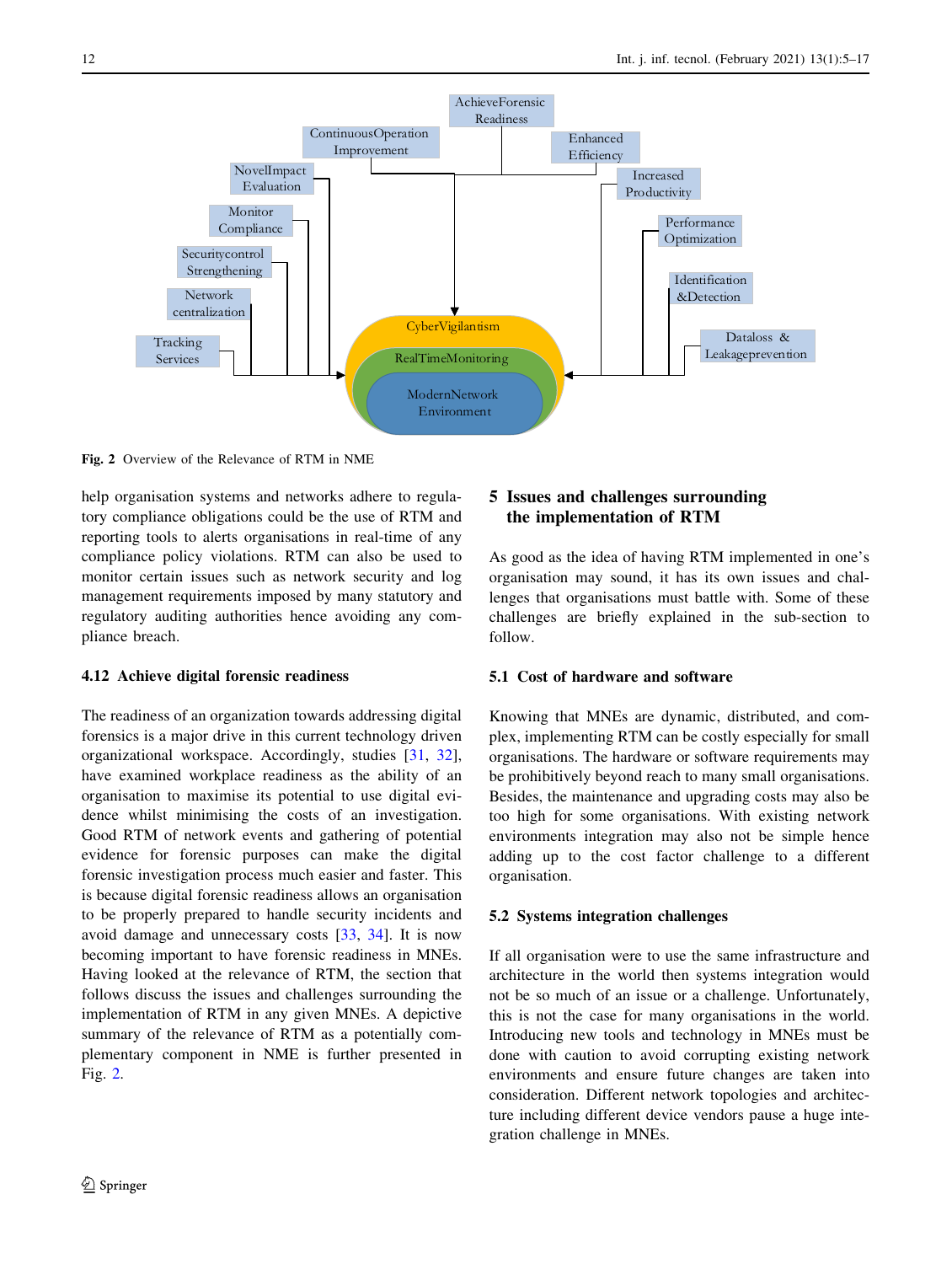Fig. 2 Overview of the Relevance of RTM in NME

help organisation systems and networks adhere to regulatory compliance obligations could be the use of RTM and reporting tools to alerts organisations in real-time of any compliance policy violations. RTM can also be used to monitor certain issues such as network security and log management requirements imposed by many statutory and regulatory auditing authorities hence avoiding any compliance breach.

### 4.12 Achieve digital forensic readiness

The readiness of an organization towards addressing digital forensics is a major drive in this current technology driven organizational workspace. Accordingly, studies [31, 32], have examined workplace readiness as the ability of an organisation to maximise its potential to use digital evidence whilst minimising the costs of an investigation. Good RTM of network events and gathering of potential evidence for forensic purposes can make the digital forensic investigation process much easier and faster. This is because digital forensic readiness allows an organisation to be properly prepared to handle security incidents and avoid damage and unnecessary costs [33, 34]. It is now becoming important to have forensic readiness in MNEs. Having looked at the relevance of RTM, the section that follows discuss the issues and challenges surrounding the implementation of RTM in any given MNEs. A depictive summary of the relevance of RTM as a potentially complementary component in NME is further presented in Fig. 2.

## 5 Issues and challenges surrounding the implementation of RTM

As good as the idea of having RTM implemented in one's organisation may sound, it has its own issues and challenges that organisations must battle with. Some of these challenges are briefly explained in the sub-section to follow.

### 5.1 Cost of hardware and software

Knowing that MNEs are dynamic, distributed, and complex, implementing RTM can be costly especially for small organisations. The hardware or software requirements may be prohibitively beyond reach to many small organisations. Besides, the maintenance and upgrading costs may also be too high for some organisations. With existing network environments integration may also not be simple hence adding up to the cost factor challenge to a different organisation.

### 5.2 Systems integration challenges

If all organisation were to use the same infrastructure and architecture in the world then systems integration would not be so much of an issue or a challenge. Unfortunately, this is not the case for many organisations in the world. Introducing new tools and technology in MNEs must be done with caution to avoid corrupting existing network environments and ensure future changes are taken into consideration. Different network topologies and architecture including different device vendors pause a huge integration challenge in MNEs.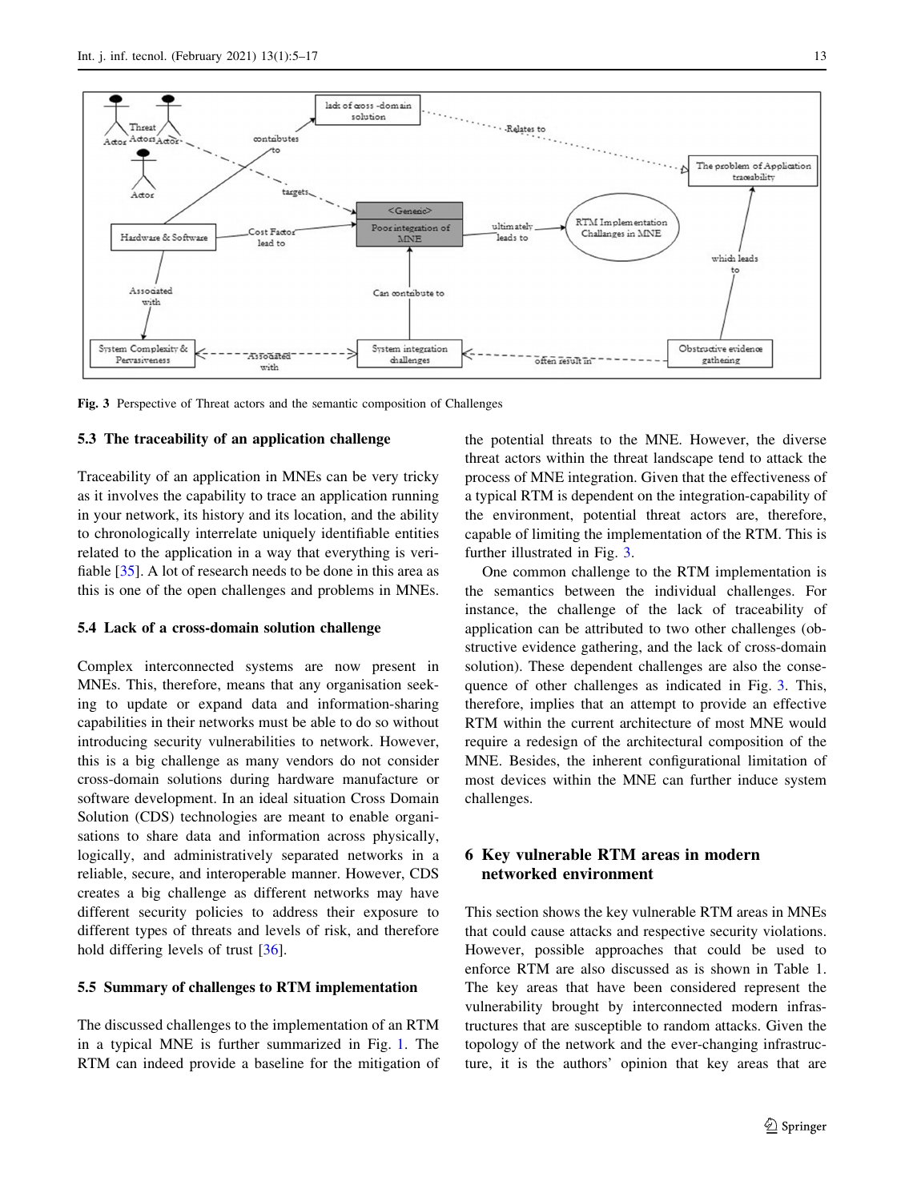Threat Actors
Actor
Actor
Actor
lack of cross-domain solution
contributes to
Relates to
The problem of Application traceability
targets
<Generic>
Poor integration of MNE
Hardware & Software
Cost Factor lead to
ultimately leads to
RTM Implementation Challanges in MNE
which leads to
Associated with
Can contribute to
System Complexity & Pervasiveness
Associated with
System integration challenges
often result in
Obstructive evidence gathering

**Fig. 3** Perspective of Threat actors and the semantic composition of Challenges

### 5.3 The traceability of an application challenge

Traceability of an application in MNEs can be very tricky as it involves the capability to trace an application running in your network, its history and its location, and the ability to chronologically interrelate uniquely identifiable entities related to the application in a way that everything is verifiable [35]. A lot of research needs to be done in this area as this is one of the open challenges and problems in MNEs.

### 5.4 Lack of a cross-domain solution challenge

Complex interconnected systems are now present in MNEs. This, therefore, means that any organisation seeking to update or expand data and information-sharing capabilities in their networks must be able to do so without introducing security vulnerabilities to network. However, this is a big challenge as many vendors do not consider cross-domain solutions during hardware manufacture or software development. In an ideal situation Cross Domain Solution (CDS) technologies are meant to enable organisations to share data and information across physically, logically, and administratively separated networks in a reliable, secure, and interoperable manner. However, CDS creates a big challenge as different networks may have different security policies to address their exposure to different types of threats and levels of risk, and therefore hold differing levels of trust [36].

### 5.5 Summary of challenges to RTM implementation

The discussed challenges to the implementation of an RTM in a typical MNE is further summarized in Fig. 1. The RTM can indeed provide a baseline for the mitigation of the potential threats to the MNE. However, the diverse threat actors within the threat landscape tend to attack the process of MNE integration. Given that the effectiveness of a typical RTM is dependent on the integration-capability of the environment, potential threat actors are, therefore, capable of limiting the implementation of the RTM. This is further illustrated in Fig. 3.

One common challenge to the RTM implementation is the semantics between the individual challenges. For instance, the challenge of the lack of traceability of application can be attributed to two other challenges (obstructive evidence gathering, and the lack of cross-domain solution). These dependent challenges are also the consequence of other challenges as indicated in Fig. 3. This, therefore, implies that an attempt to provide an effective RTM within the current architecture of most MNE would require a redesign of the architectural composition of the MNE. Besides, the inherent configurational limitation of most devices within the MNE can further induce system challenges.

## 6 Key vulnerable RTM areas in modern networked environment

This section shows the key vulnerable RTM areas in MNEs that could cause attacks and respective security violations. However, possible approaches that could be used to enforce RTM are also discussed as is shown in Table 1. The key areas that have been considered represent the vulnerability brought by interconnected modern infrastructures that are susceptible to random attacks. Given the topology of the network and the ever-changing infrastructure, it is the authors' opinion that key areas that are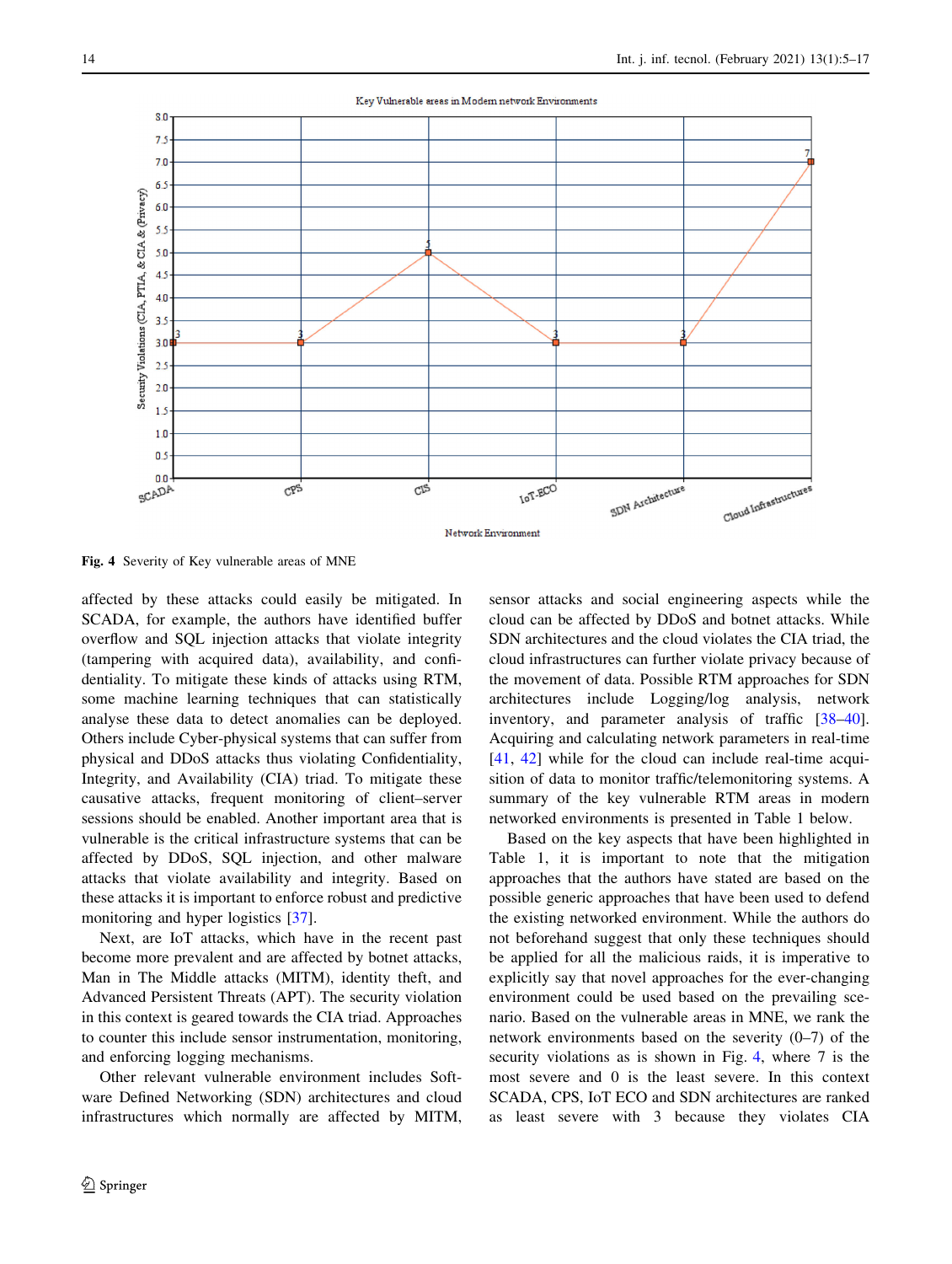Fig. 4 Severity of Key vulnerable areas of MNE

affected by these attacks could easily be mitigated. In SCADA, for example, the authors have identified buffer overflow and SQL injection attacks that violate integrity (tampering with acquired data), availability, and confidentiality. To mitigate these kinds of attacks using RTM, some machine learning techniques that can statistically analyse these data to detect anomalies can be deployed. Others include Cyber-physical systems that can suffer from physical and DDoS attacks thus violating Confidentiality, Integrity, and Availability (CIA) triad. To mitigate these causative attacks, frequent monitoring of client–server sessions should be enabled. Another important area that is vulnerable is the critical infrastructure systems that can be affected by DDoS, SQL injection, and other malware attacks that violate availability and integrity. Based on these attacks it is important to enforce robust and predictive monitoring and hyper logistics [37].

Next, are IoT attacks, which have in the recent past become more prevalent and are affected by botnet attacks, Man in The Middle attacks (MITM), identity theft, and Advanced Persistent Threats (APT). The security violation in this context is geared towards the CIA triad. Approaches to counter this include sensor instrumentation, monitoring, and enforcing logging mechanisms.

Other relevant vulnerable environment includes Software Defined Networking (SDN) architectures and cloud infrastructures which normally are affected by MITM, sensor attacks and social engineering aspects while the cloud can be affected by DDoS and botnet attacks. While SDN architectures and the cloud violates the CIA triad, the cloud infrastructures can further violate privacy because of the movement of data. Possible RTM approaches for SDN architectures include Logging/log analysis, network inventory, and parameter analysis of traffic [38–40]. Acquiring and calculating network parameters in real-time [41, 42] while for the cloud can include real-time acquisition of data to monitor traffic/telemonitoring systems. A summary of the key vulnerable RTM areas in modern networked environments is presented in Table 1 below.

Based on the key aspects that have been highlighted in Table 1, it is important to note that the mitigation approaches that the authors have stated are based on the possible generic approaches that have been used to defend the existing networked environment. While the authors do not beforehand suggest that only these techniques should be applied for all the malicious raids, it is imperative to explicitly say that novel approaches for the ever-changing environment could be used based on the prevailing scenario. Based on the vulnerable areas in MNE, we rank the network environments based on the severity (0–7) of the security violations as is shown in Fig. 4, where 7 is the most severe and 0 is the least severe. In this context SCADA, CPS, IoT ECO and SDN architectures are ranked as least severe with 3 because they violates CIA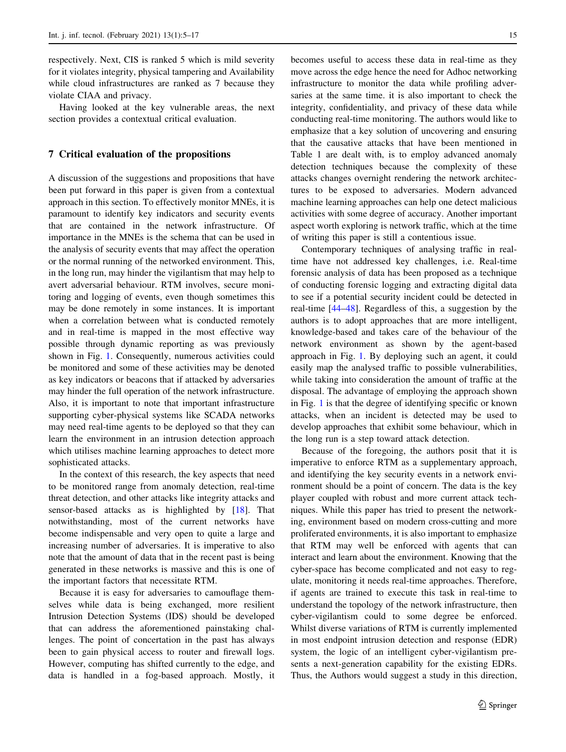respectively. Next, CIS is ranked 5 which is mild severity for it violates integrity, physical tampering and Availability while cloud infrastructures are ranked as 7 because they violate CIAA and privacy.

Having looked at the key vulnerable areas, the next section provides a contextual critical evaluation.

## 7 Critical evaluation of the propositions

A discussion of the suggestions and propositions that have been put forward in this paper is given from a contextual approach in this section. To effectively monitor MNEs, it is paramount to identify key indicators and security events that are contained in the network infrastructure. Of importance in the MNEs is the schema that can be used in the analysis of security events that may affect the operation or the normal running of the networked environment. This, in the long run, may hinder the vigilantism that may help to avert adversarial behaviour. RTM involves, secure monitoring and logging of events, even though sometimes this may be done remotely in some instances. It is important when a correlation between what is conducted remotely and in real-time is mapped in the most effective way possible through dynamic reporting as was previously shown in Fig. 1. Consequently, numerous activities could be monitored and some of these activities may be denoted as key indicators or beacons that if attacked by adversaries may hinder the full operation of the network infrastructure. Also, it is important to note that important infrastructure supporting cyber-physical systems like SCADA networks may need real-time agents to be deployed so that they can learn the environment in an intrusion detection approach which utilises machine learning approaches to detect more sophisticated attacks.

In the context of this research, the key aspects that need to be monitored range from anomaly detection, real-time threat detection, and other attacks like integrity attacks and sensor-based attacks as is highlighted by [18]. That notwithstanding, most of the current networks have become indispensable and very open to quite a large and increasing number of adversaries. It is imperative to also note that the amount of data that in the recent past is being generated in these networks is massive and this is one of the important factors that necessitate RTM.

Because it is easy for adversaries to camouflage themselves while data is being exchanged, more resilient Intrusion Detection Systems (IDS) should be developed that can address the aforementioned painstaking challenges. The point of concertation in the past has always been to gain physical access to router and firewall logs. However, computing has shifted currently to the edge, and data is handled in a fog-based approach. Mostly, it becomes useful to access these data in real-time as they move across the edge hence the need for Adhoc networking infrastructure to monitor the data while profiling adversaries at the same time. it is also important to check the integrity, confidentiality, and privacy of these data while conducting real-time monitoring. The authors would like to emphasize that a key solution of uncovering and ensuring that the causative attacks that have been mentioned in Table 1 are dealt with, is to employ advanced anomaly detection techniques because the complexity of these attacks changes overnight rendering the network architectures to be exposed to adversaries. Modern advanced machine learning approaches can help one detect malicious activities with some degree of accuracy. Another important aspect worth exploring is network traffic, which at the time of writing this paper is still a contentious issue.

Contemporary techniques of analysing traffic in real-time have not addressed key challenges, i.e. Real-time forensic analysis of data has been proposed as a technique of conducting forensic logging and extracting digital data to see if a potential security incident could be detected in real-time [44–48]. Regardless of this, a suggestion by the authors is to adopt approaches that are more intelligent, knowledge-based and takes care of the behaviour of the network environment as shown by the agent-based approach in Fig. 1. By deploying such an agent, it could easily map the analysed traffic to possible vulnerabilities, while taking into consideration the amount of traffic at the disposal. The advantage of employing the approach shown in Fig. 1 is that the degree of identifying specific or known attacks, when an incident is detected may be used to develop approaches that exhibit some behaviour, which in the long run is a step toward attack detection.

Because of the foregoing, the authors posit that it is imperative to enforce RTM as a supplementary approach, and identifying the key security events in a network environment should be a point of concern. The data is the key player coupled with robust and more current attack techniques. While this paper has tried to present the networking, environment based on modern cross-cutting and more proliferated environments, it is also important to emphasize that RTM may well be enforced with agents that can interact and learn about the environment. Knowing that the cyber-space has become complicated and not easy to regulate, monitoring it needs real-time approaches. Therefore, if agents are trained to execute this task in real-time to understand the topology of the network infrastructure, then cyber-vigilantism could to some degree be enforced. Whilst diverse variations of RTM is currently implemented in most endpoint intrusion detection and response (EDR) system, the logic of an intelligent cyber-vigilantism presents a next-generation capability for the existing EDRs. Thus, the Authors would suggest a study in this direction,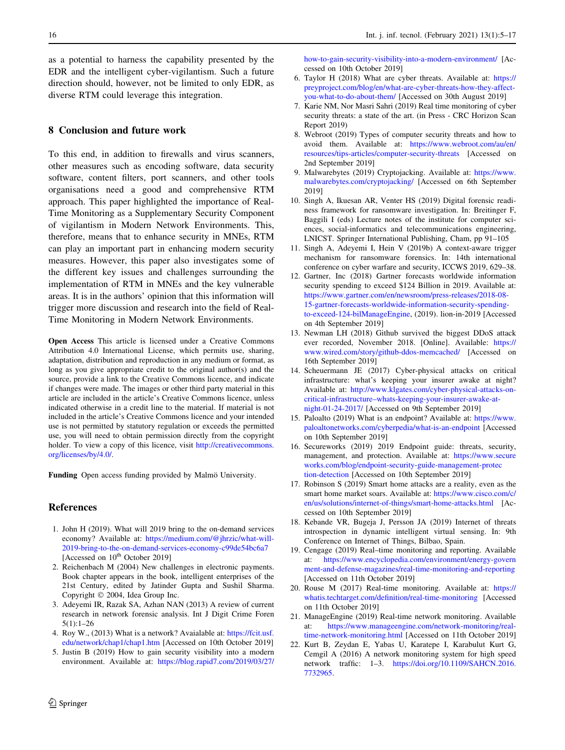as a potential to harness the capability presented by the EDR and the intelligent cyber-vigilantism. Such a future direction should, however, not be limited to only EDR, as diverse RTM could leverage this integration.

## 8 Conclusion and future work

To this end, in addition to firewalls and virus scanners, other measures such as encoding software, data security software, content filters, port scanners, and other tools organisations need a good and comprehensive RTM approach. This paper highlighted the importance of Real-Time Monitoring as a Supplementary Security Component of vigilantism in Modern Network Environments. This, therefore, means that to enhance security in MNEs, RTM can play an important part in enhancing modern security measures. However, this paper also investigates some of the different key issues and challenges surrounding the implementation of RTM in MNEs and the key vulnerable areas. It is in the authors' opinion that this information will trigger more discussion and research into the field of Real-Time Monitoring in Modern Network Environments.

**Open Access** This article is licensed under a Creative Commons Attribution 4.0 International License, which permits use, sharing, adaptation, distribution and reproduction in any medium or format, as long as you give appropriate credit to the original author(s) and the source, provide a link to the Creative Commons licence, and indicate if changes were made. The images or other third party material in this article are included in the article's Creative Commons licence, unless indicated otherwise in a credit line to the material. If material is not included in the article's Creative Commons licence and your intended use is not permitted by statutory regulation or exceeds the permitted use, you will need to obtain permission directly from the copyright holder. To view a copy of this licence, visit http://creativecommons.org/licenses/by/4.0/.

**Funding** Open access funding provided by Malmö University.

## References

1. John H (2019). What will 2019 bring to the on-demand services economy? Available at: https://medium.com/@jhrzic/what-will-2019-bring-to-the-on-demand-services-economy-c99de54bc6a7 [Accessed on 10th October 2019]
2. Reichenbach M (2004) New challenges in electronic payments. Book chapter appears in the book, intelligent enterprises of the 21st Century, edited by Jatinder Gupta and Sushil Sharma. Copyright © 2004, Idea Group Inc.
3. Adeyemi IR, Razak SA, Azhan NAN (2013) A review of current research in network forensic analysis. Int J Digit Crime Foren 5(1):1–26
4. Roy W., (2013) What is a network? Avaialable at: https://fcit.usf.edu/network/chap1/chap1.htm [Accessed on 10th October 2019]
5. Justin B (2019) How to gain security visibility into a modern environment. Available at: https://blog.rapid7.com/2019/03/27/how-to-gain-security-visibility-into-a-modern-environment/ [Accessed on 10th October 2019]
6. Taylor H (2018) What are cyber threats. Available at: https://preyproject.com/blog/en/what-are-cyber-threats-how-they-affect-you-what-to-do-about-them/ [Accessed on 30th August 2019]
7. Karie NM, Nor Masri Sahri (2019) Real time monitoring of cyber security threats: a state of the art. (in Press - CRC Horizon Scan Report 2019)
8. Webroot (2019) Types of computer security threats and how to avoid them. Available at: https://www.webroot.com/au/en/resources/tips-articles/computer-security-threats [Accessed on 2nd September 2019]
9. Malwarebytes (2019) Cryptojacking. Available at: https://www.malwarebytes.com/cryptojacking/ [Accessed on 6th September 2019]
10. Singh A, Ikuesan AR, Venter HS (2019) Digital forensic readiness framework for ransomware investigation. In: Breitinger F, Baggili I (eds) Lecture notes of the institute for computer sciences, social-informatics and telecommunications engineering, LNICST. Springer International Publishing, Cham, pp 91–105
11. Singh A, Adeyemi I, Hein V (2019b) A context-aware trigger mechanism for ransomware forensics. In: 14th international conference on cyber warfare and security, ICCWS 2019, 629–38.
12. Gartner, Inc (2018) Gartner forecasts worldwide information security spending to exceed $124 Billion in 2019. Available at: https://www.gartner.com/en/newsroom/press-releases/2018-08-15-gartner-forecasts-worldwide-information-security-spending-to-exceed-124-bilManageEngine, (2019). lion-in-2019 [Accessed on 4th September 2019]
13. Newman LH (2018) Github survived the biggest DDoS attack ever recorded, November 2018. [Online]. Available: https://www.wired.com/story/github-ddos-memcached/ [Accessed on 16th September 2019]
14. Scheuermann JE (2017) Cyber-physical attacks on critical infrastructure: what's keeping your insurer awake at night? Available at: http://www.klgates.com/cyber-physical-attacks-on-critical-infrastructure–whats-keeping-your-insurer-awake-at-night-01-24-2017/ [Accessed on 9th September 2019]
15. Paloalto (2019) What is an endpoint? Available at: https://www.paloaltonetworks.com/cyberpedia/what-is-an-endpoint [Accessed on 10th September 2019]
16. Secureworks (2019) 2019 Endpoint guide: threats, security, management, and protection. Available at: https://www.secureworks.com/blog/endpoint-security-guide-management-protection-detection [Accessed on 10th September 2019]
17. Robinson S (2019) Smart home attacks are a reality, even as the smart home market soars. Available at: https://www.cisco.com/c/en/us/solutions/internet-of-things/smart-home-attacks.html [Accessed on 10th September 2019]
18. Kebande VR, Bugeja J, Persson JA (2019) Internet of threats introspection in dynamic intelligent virtual sensing. In: 9th Conference on Internet of Things, Bilbao, Spain.
19. Cengage (2019) Real–time monitoring and reporting. Available at: https://www.encyclopedia.com/environment/energy-government-and-defense-magazines/real-time-monitoring-and-reporting [Accessed on 11th October 2019]
20. Rouse M (2017) Real-time monitoring. Available at: https://whatis.techtarget.com/definition/real-time-monitoring [Accessed on 11th October 2019]
21. ManageEngine (2019) Real-time network monitoring. Available at: https://www.manageengine.com/network-monitoring/real-time-network-monitoring.html [Accessed on 11th October 2019]
22. Kurt B, Zeydan E, Yabas U, Karatepe I, Karabulut Kurt G, Cemgil A (2016) A network monitoring system for high speed network traffic: 1–3. https://doi.org/10.1109/SAHCN.2016.7732965.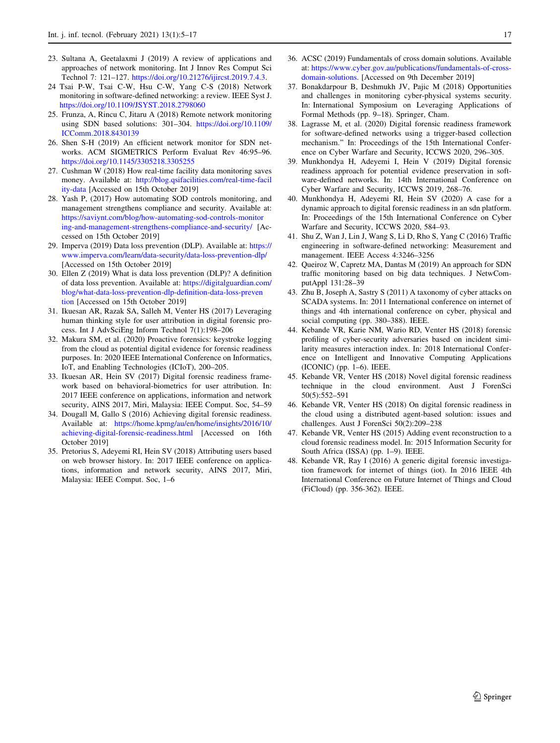23. Sultana A, Geetalaxmi J (2019) A review of applications and approaches of network monitoring. Int J Innov Res Comput Sci Technol 7: 121–127. https://doi.org/10.21276/ijircst.2019.7.4.3.
24 Tsai P-W, Tsai C-W, Hsu C-W, Yang C-S (2018) Network monitoring in software-defined networking: a review. IEEE Syst J. https://doi.org/10.1109/JSYST.2018.2798060
25. Frunza, A, Rincu C, Jitaru A (2018) Remote network monitoring using SDN based solutions: 301–304. https://doi.org/10.1109/ICComm.2018.8430139
26. Shen S-H (2019) An efficient network monitor for SDN networks. ACM SIGMETRICS Perform Evaluat Rev 46:95–96. https://doi.org/10.1145/3305218.3305255
27. Cushman W (2018) How real-time facility data monitoring saves money. Available at: http://blog.qsifacilities.com/real-time-facility-data [Accessed on 15th October 2019]
28. Yash P, (2017) How automating SOD controls monitoring, and management strengthens compliance and security. Available at: https://saviynt.com/blog/how-automating-sod-controls-monitoring-and-management-strengthens-compliance-and-security/ [Accessed on 15th October 2019]
29. Imperva (2019) Data loss prevention (DLP). Available at: https://www.imperva.com/learn/data-security/data-loss-prevention-dlp/ [Accessed on 15th October 2019]
30. Ellen Z (2019) What is data loss prevention (DLP)? A definition of data loss prevention. Available at: https://digitalguardian.com/blog/what-data-loss-prevention-dlp-definition-data-loss-prevention [Accessed on 15th October 2019]
31. Ikuesan AR, Razak SA, Salleh M, Venter HS (2017) Leveraging human thinking style for user attribution in digital forensic process. Int J AdvSciEng Inform Technol 7(1):198–206
32. Makura SM, et al. (2020) Proactive forensics: keystroke logging from the cloud as potential digital evidence for forensic readiness purposes. In: 2020 IEEE International Conference on Informatics, IoT, and Enabling Technologies (ICIoT), 200–205.
33. Ikuesan AR, Hein SV (2017) Digital forensic readiness framework based on behavioral-biometrics for user attribution. In: 2017 IEEE conference on applications, information and network security, AINS 2017, Miri, Malaysia: IEEE Comput. Soc, 54–59
34. Dougall M, Gallo S (2016) Achieving digital forensic readiness. Available at: https://home.kpmg/au/en/home/insights/2016/10/achieving-digital-forensic-readiness.html [Accessed on 16th October 2019]
35. Pretorius S, Adeyemi RI, Hein SV (2018) Attributing users based on web browser history. In: 2017 IEEE conference on applications, information and network security, AINS 2017, Miri, Malaysia: IEEE Comput. Soc, 1–6
36. ACSC (2019) Fundamentals of cross domain solutions. Available at: https://www.cyber.gov.au/publications/fundamentals-of-cross-domain-solutions. [Accessed on 9th December 2019]
37. Bonakdarpour B, Deshmukh JV, Pajic M (2018) Opportunities and challenges in monitoring cyber-physical systems security. In: International Symposium on Leveraging Applications of Formal Methods (pp. 9–18). Springer, Cham.
38. Lagrasse M, et al. (2020) Digital forensic readiness framework for software-defined networks using a trigger-based collection mechanism." In: Proceedings of the 15th International Conference on Cyber Warfare and Security, ICCWS 2020, 296–305.
39. Munkhondya H, Adeyemi I, Hein V (2019) Digital forensic readiness approach for potential evidence preservation in software-defined networks. In: 14th International Conference on Cyber Warfare and Security, ICCWS 2019, 268–76.
40. Munkhondya H, Adeyemi RI, Hein SV (2020) A case for a dynamic approach to digital forensic readiness in an sdn platform. In: Proceedings of the 15th International Conference on Cyber Warfare and Security, ICCWS 2020, 584–93.
41. Shu Z, Wan J, Lin J, Wang S, Li D, Rho S, Yang C (2016) Traffic engineering in software-defined networking: Measurement and management. IEEE Access 4:3246–3256
42. Queiroz W, Capretz MA, Dantas M (2019) An approach for SDN traffic monitoring based on big data techniques. J NetwComputAppl 131:28–39
43. Zhu B, Joseph A, Sastry S (2011) A taxonomy of cyber attacks on SCADA systems. In: 2011 International conference on internet of things and 4th international conference on cyber, physical and social computing (pp. 380–388). IEEE.
44. Kebande VR, Karie NM, Wario RD, Venter HS (2018) forensic profiling of cyber-security adversaries based on incident similarity measures interaction index. In: 2018 International Conference on Intelligent and Innovative Computing Applications (ICONIC) (pp. 1–6). IEEE.
45. Kebande VR, Venter HS (2018) Novel digital forensic readiness technique in the cloud environment. Aust J ForenSci 50(5):552–591
46. Kebande VR, Venter HS (2018) On digital forensic readiness in the cloud using a distributed agent-based solution: issues and challenges. Aust J ForenSci 50(2):209–238
47. Kebande VR, Venter HS (2015) Adding event reconstruction to a cloud forensic readiness model. In: 2015 Information Security for South Africa (ISSA) (pp. 1–9). IEEE.
48. Kebande VR, Ray I (2016) A generic digital forensic investigation framework for internet of things (iot). In 2016 IEEE 4th International Conference on Future Internet of Things and Cloud (FiCloud) (pp. 356-362). IEEE.